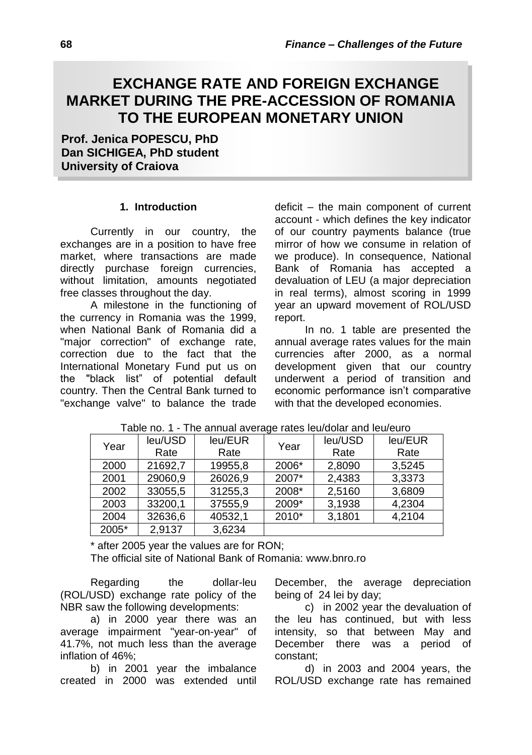# EXCHANGE RATE AND FOREIGN EXCHANGE MARKET DURING THE PRE-ACCESSION OF ROMANIA TO THE EUROPEAN MONETARY UNION

**Prof. Jenica POPESCU, PhD**
**Dan SICHIGEA, PhD student**
**University of Craiova**

## 1. Introduction

Currently in our country, the exchanges are in a position to have free market, where transactions are made directly purchase foreign currencies, without limitation, amounts negotiated free classes throughout the day.

A milestone in the functioning of the currency in Romania was the 1999, when National Bank of Romania did a "major correction" of exchange rate, correction due to the fact that the International Monetary Fund put us on the "black list" of potential default country. Then the Central Bank turned to "exchange valve" to balance the trade deficit – the main component of current account - which defines the key indicator of our country payments balance (true mirror of how we consume in relation of we produce). In consequence, National Bank of Romania has accepted a devaluation of LEU (a major depreciation in real terms), almost scoring in 1999 year an upward movement of ROL/USD report.

In no. 1 table are presented the annual average rates values for the main currencies after 2000, as a normal development given that our country underwent a period of transition and economic performance isn't comparative with that the developed economies.

Table no. 1 - The annual average rates leu/dolar and leu/euro

| Year | leu/USD Rate | leu/EUR Rate | Year | leu/USD Rate | leu/EUR Rate |
|---|---|---|---|---|---|
| 2000 | 21692,7 | 19955,8 | 2006* | 2,8090 | 3,5245 |
| 2001 | 29060,9 | 26026,9 | 2007* | 2,4383 | 3,3373 |
| 2002 | 33055,5 | 31255,3 | 2008* | 2,5160 | 3,6809 |
| 2003 | 33200,1 | 37555,9 | 2009* | 3,1938 | 4,2304 |
| 2004 | 32636,6 | 40532,1 | 2010* | 3,1801 | 4,2104 |
| 2005* | 2,9137 | 3,6234 | | | |

\* after 2005 year the values are for RON;
The official site of National Bank of Romania: www.bnro.ro

Regarding the dollar-leu (ROL/USD) exchange rate policy of the NBR saw the following developments:

a) in 2000 year there was an average impairment "year-on-year" of 41.7%, not much less than the average inflation of 46%;

b) in 2001 year the imbalance created in 2000 was extended until December, the average depreciation being of 24 lei by day;

c) in 2002 year the devaluation of the leu has continued, but with less intensity, so that between May and December there was a period of constant;

d) in 2003 and 2004 years, the ROL/USD exchange rate has remained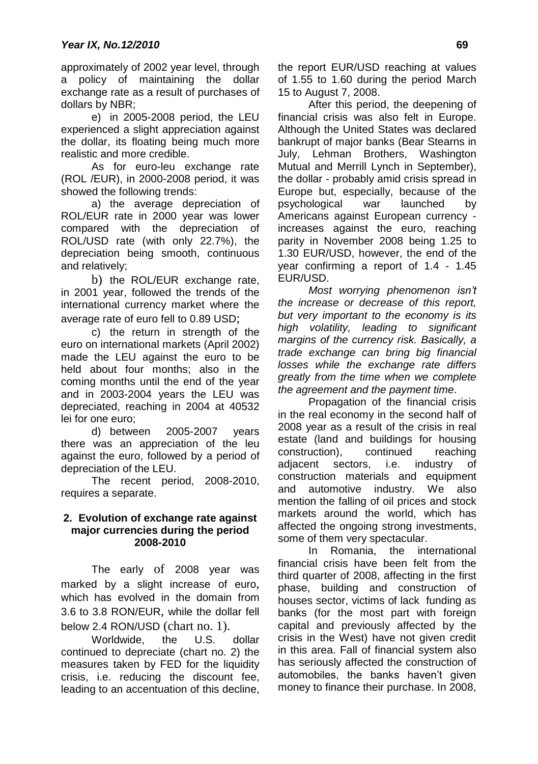approximately of 2002 year level, through a policy of maintaining the dollar exchange rate as a result of purchases of dollars by NBR;

e) in 2005-2008 period, the LEU experienced a slight appreciation against the dollar, its floating being much more realistic and more credible.

As for euro-leu exchange rate (ROL /EUR), in 2000-2008 period, it was showed the following trends:

a) the average depreciation of ROL/EUR rate in 2000 year was lower compared with the depreciation of ROL/USD rate (with only 22.7%), the depreciation being smooth, continuous and relatively;

b) the ROL/EUR exchange rate, in 2001 year, followed the trends of the international currency market where the average rate of euro fell to 0.89 USD;

c) the return in strength of the euro on international markets (April 2002) made the LEU against the euro to be held about four months; also in the coming months until the end of the year and in 2003-2004 years the LEU was depreciated, reaching in 2004 at 40532 lei for one euro;

d) between 2005-2007 years there was an appreciation of the leu against the euro, followed by a period of depreciation of the LEU.

The recent period, 2008-2010, requires a separate.

## 2. Evolution of exchange rate against major currencies during the period 2008-2010

The early of 2008 year was marked by a slight increase of euro, which has evolved in the domain from 3.6 to 3.8 RON/EUR, while the dollar fell below 2.4 RON/USD (chart no. 1).

Worldwide, the U.S. dollar continued to depreciate (chart no. 2) the measures taken by FED for the liquidity crisis, i.e. reducing the discount fee, leading to an accentuation of this decline, the report EUR/USD reaching at values of 1.55 to 1.60 during the period March 15 to August 7, 2008.

After this period, the deepening of financial crisis was also felt in Europe. Although the United States was declared bankrupt of major banks (Bear Stearns in July, Lehman Brothers, Washington Mutual and Merrill Lynch in September), the dollar - probably amid crisis spread in Europe but, especially, because of the psychological war launched by Americans against European currency - increases against the euro, reaching parity in November 2008 being 1.25 to 1.30 EUR/USD, however, the end of the year confirming a report of 1.4 - 1.45 EUR/USD.

*Most worrying phenomenon isn't the increase or decrease of this report, but very important to the economy is its high volatility, leading to significant margins of the currency risk. Basically, a trade exchange can bring big financial losses while the exchange rate differs greatly from the time when we complete the agreement and the payment time*.

Propagation of the financial crisis in the real economy in the second half of 2008 year as a result of the crisis in real estate (land and buildings for housing construction), continued reaching adjacent sectors, i.e. industry of construction materials and equipment and automotive industry. We also mention the falling of oil prices and stock markets around the world, which has affected the ongoing strong investments, some of them very spectacular.

In Romania, the international financial crisis have been felt from the third quarter of 2008, affecting in the first phase, building and construction of houses sector, victims of lack funding as banks (for the most part with foreign capital and previously affected by the crisis in the West) have not given credit in this area. Fall of financial system also has seriously affected the construction of automobiles, the banks haven't given money to finance their purchase. In 2008,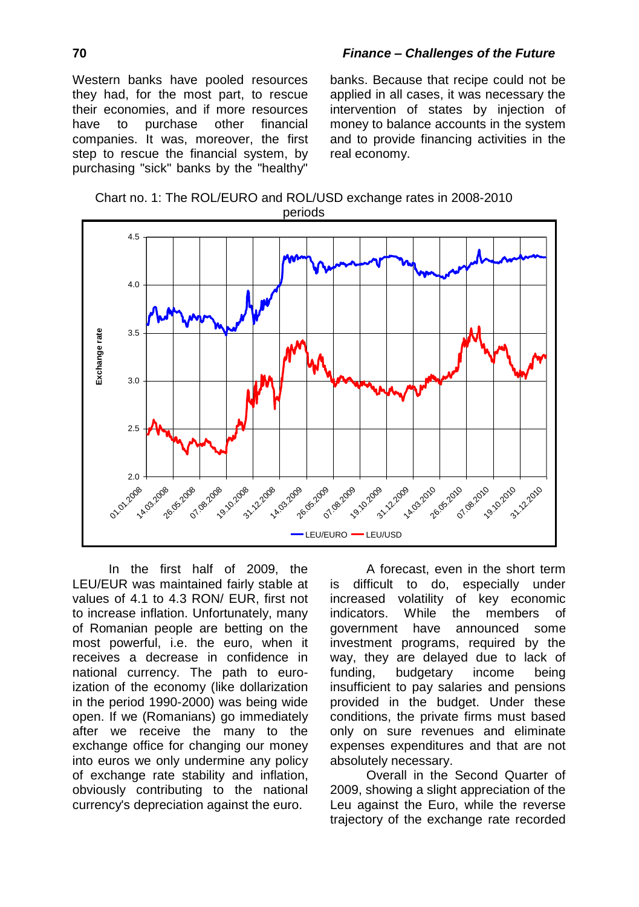Western banks have pooled resources they had, for the most part, to rescue their economies, and if more resources have to purchase other financial companies. It was, moreover, the first step to rescue the financial system, by purchasing "sick" banks by the "healthy" banks. Because that recipe could not be applied in all cases, it was necessary the intervention of states by injection of money to balance accounts in the system and to provide financing activities in the real economy.

Chart no. 1: The ROL/EURO and ROL/USD exchange rates in 2008-2010 periods

In the first half of 2009, the LEU/EUR was maintained fairly stable at values of 4.1 to 4.3 RON/ EUR, first not to increase inflation. Unfortunately, many of Romanian people are betting on the most powerful, i.e. the euro, when it receives a decrease in confidence in national currency. The path to euro-ization of the economy (like dollarization in the period 1990-2000) was being wide open. If we (Romanians) go immediately after we receive the many to the exchange office for changing our money into euros we only undermine any policy of exchange rate stability and inflation, obviously contributing to the national currency's depreciation against the euro.

A forecast, even in the short term is difficult to do, especially under increased volatility of key economic indicators. While the members of government have announced some investment programs, required by the way, they are delayed due to lack of funding, budgetary income being insufficient to pay salaries and pensions provided in the budget. Under these conditions, the private firms must based only on sure revenues and eliminate expenses expenditures and that are not absolutely necessary.

Overall in the Second Quarter of 2009, showing a slight appreciation of the Leu against the Euro, while the reverse trajectory of the exchange rate recorded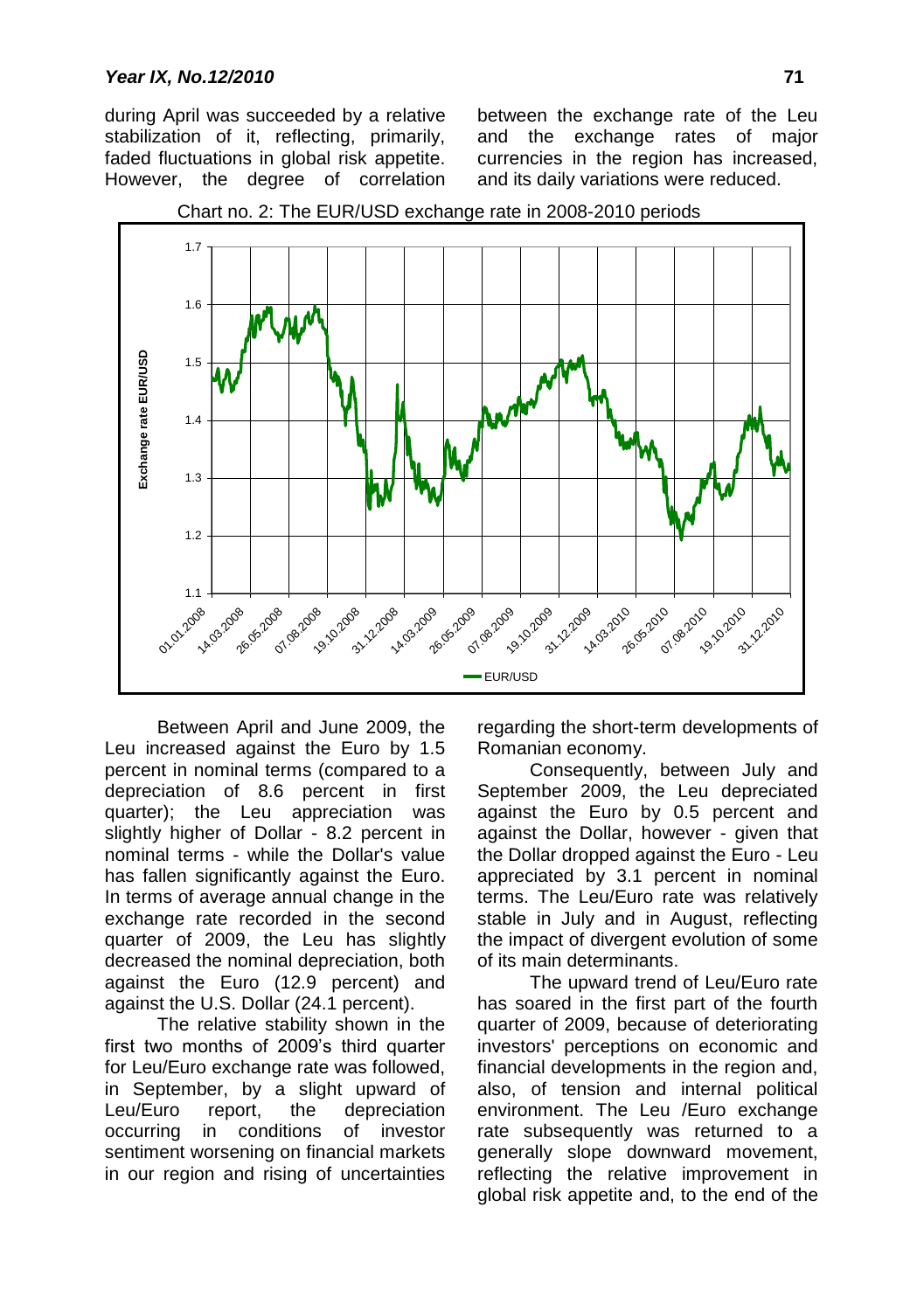during April was succeeded by a relative stabilization of it, reflecting, primarily, faded fluctuations in global risk appetite. However, the degree of correlation between the exchange rate of the Leu and the exchange rates of major currencies in the region has increased, and its daily variations were reduced.

Chart no. 2: The EUR/USD exchange rate in 2008-2010 periods

Exchange rate EUR/USD

1.7
1.6
1.5
1.4
1.3
1.2
1.1

01.01.2008
14.03.2008
26.05.2008
07.08.2008
19.10.2008
31.12.2008
14.03.2009
26.05.2009
07.08.2009
19.10.2009
31.12.2009
14.03.2010
26.05.2010
07.08.2010
19.10.2010
31.12.2010

EUR/USD

Between April and June 2009, the Leu increased against the Euro by 1.5 percent in nominal terms (compared to a depreciation of 8.6 percent in first quarter); the Leu appreciation was slightly higher of Dollar - 8.2 percent in nominal terms - while the Dollar's value has fallen significantly against the Euro. In terms of average annual change in the exchange rate recorded in the second quarter of 2009, the Leu has slightly decreased the nominal depreciation, both against the Euro (12.9 percent) and against the U.S. Dollar (24.1 percent).

The relative stability shown in the first two months of 2009's third quarter for Leu/Euro exchange rate was followed, in September, by a slight upward of Leu/Euro report, the depreciation occurring in conditions of investor sentiment worsening on financial markets in our region and rising of uncertainties regarding the short-term developments of Romanian economy.

Consequently, between July and September 2009, the Leu depreciated against the Euro by 0.5 percent and against the Dollar, however - given that the Dollar dropped against the Euro - Leu appreciated by 3.1 percent in nominal terms. The Leu/Euro rate was relatively stable in July and in August, reflecting the impact of divergent evolution of some of its main determinants.

The upward trend of Leu/Euro rate has soared in the first part of the fourth quarter of 2009, because of deteriorating investors' perceptions on economic and financial developments in the region and, also, of tension and internal political environment. The Leu /Euro exchange rate subsequently was returned to a generally slope downward movement, reflecting the relative improvement in global risk appetite and, to the end of the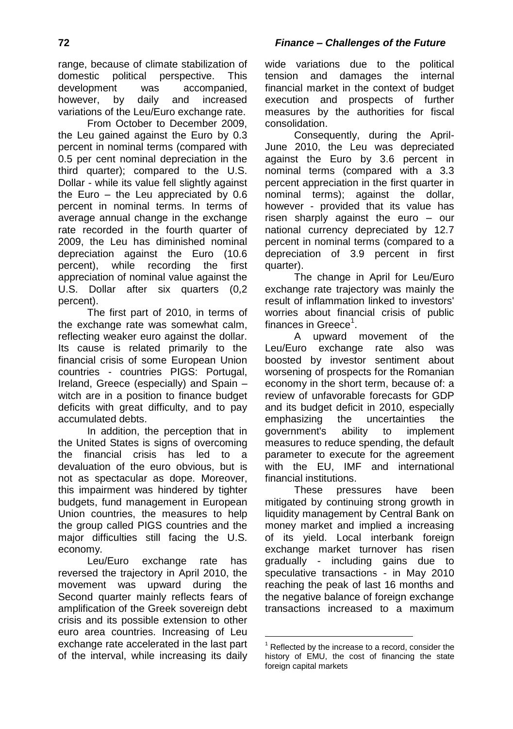range, because of climate stabilization of domestic political perspective. This development was accompanied, however, by daily and increased variations of the Leu/Euro exchange rate.

From October to December 2009, the Leu gained against the Euro by 0.3 percent in nominal terms (compared with 0.5 per cent nominal depreciation in the third quarter); compared to the U.S. Dollar - while its value fell slightly against the Euro – the Leu appreciated by 0.6 percent in nominal terms. In terms of average annual change in the exchange rate recorded in the fourth quarter of 2009, the Leu has diminished nominal depreciation against the Euro (10.6 percent), while recording the first appreciation of nominal value against the U.S. Dollar after six quarters (0,2 percent).

The first part of 2010, in terms of the exchange rate was somewhat calm, reflecting weaker euro against the dollar. Its cause is related primarily to the financial crisis of some European Union countries - countries PIGS: Portugal, Ireland, Greece (especially) and Spain – witch are in a position to finance budget deficits with great difficulty, and to pay accumulated debts.

In addition, the perception that in the United States is signs of overcoming the financial crisis has led to a devaluation of the euro obvious, but is not as spectacular as dope. Moreover, this impairment was hindered by tighter budgets, fund management in European Union countries, the measures to help the group called PIGS countries and the major difficulties still facing the U.S. economy.

Leu/Euro exchange rate has reversed the trajectory in April 2010, the movement was upward during the Second quarter mainly reflects fears of amplification of the Greek sovereign debt crisis and its possible extension to other euro area countries. Increasing of Leu exchange rate accelerated in the last part of the interval, while increasing its daily wide variations due to the political tension and damages the internal financial market in the context of budget execution and prospects of further measures by the authorities for fiscal consolidation.

Consequently, during the April-June 2010, the Leu was depreciated against the Euro by 3.6 percent in nominal terms (compared with a 3.3 percent appreciation in the first quarter in nominal terms); against the dollar, however - provided that its value has risen sharply against the euro – our national currency depreciated by 12.7 percent in nominal terms (compared to a depreciation of 3.9 percent in first quarter).

The change in April for Leu/Euro exchange rate trajectory was mainly the result of inflammation linked to investors' worries about financial crisis of public finances in Greece[1].

A upward movement of the Leu/Euro exchange rate also was boosted by investor sentiment about worsening of prospects for the Romanian economy in the short term, because of: a review of unfavorable forecasts for GDP and its budget deficit in 2010, especially emphasizing the uncertainties the government's ability to implement measures to reduce spending, the default parameter to execute for the agreement with the EU, IMF and international financial institutions.

These pressures have been mitigated by continuing strong growth in liquidity management by Central Bank on money market and implied a increasing of its yield. Local interbank foreign exchange market turnover has risen gradually - including gains due to speculative transactions - in May 2010 reaching the peak of last 16 months and the negative balance of foreign exchange transactions increased to a maximum

[1] Reflected by the increase to a record, consider the history of EMU, the cost of financing the state foreign capital markets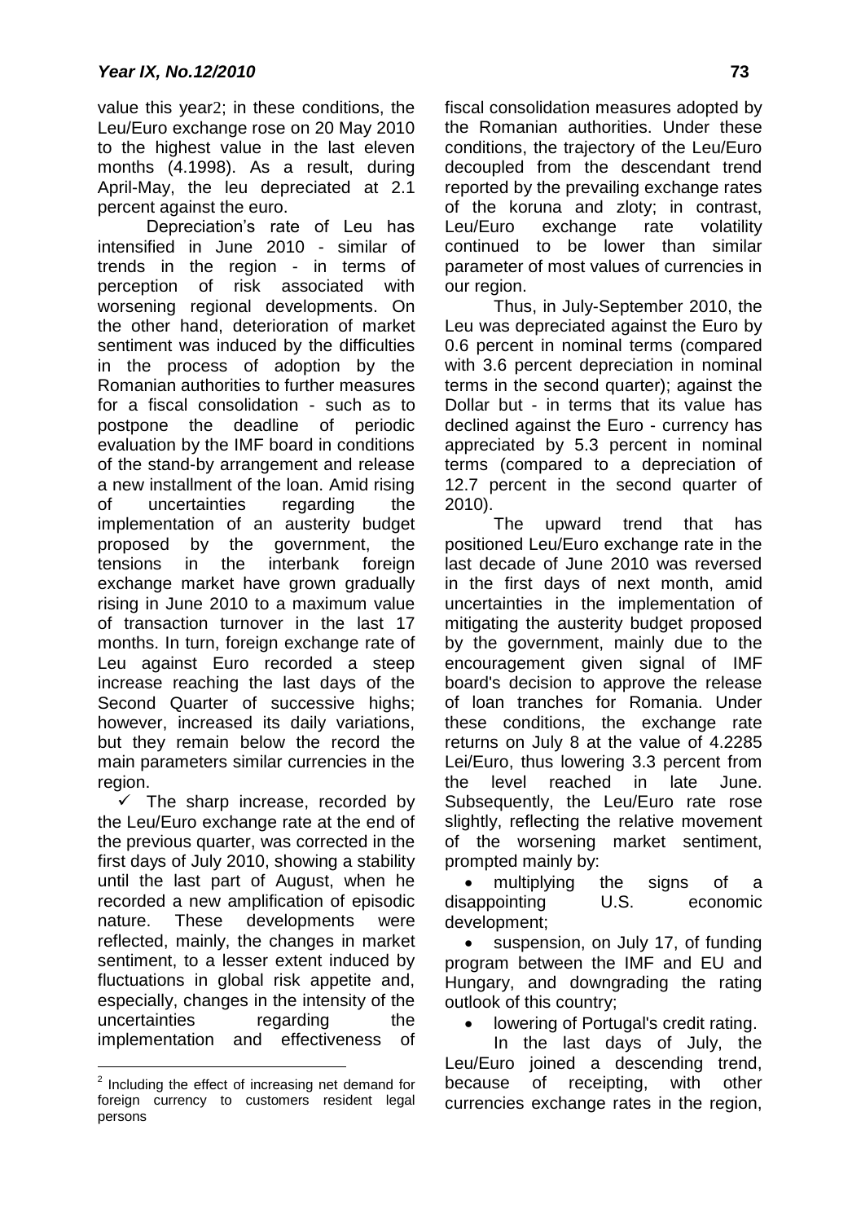value this year[2]; in these conditions, the Leu/Euro exchange rose on 20 May 2010 to the highest value in the last eleven months (4.1998). As a result, during April-May, the leu depreciated at 2.1 percent against the euro.

Depreciation's rate of Leu has intensified in June 2010 - similar of trends in the region - in terms of perception of risk associated with worsening regional developments. On the other hand, deterioration of market sentiment was induced by the difficulties in the process of adoption by the Romanian authorities to further measures for a fiscal consolidation - such as to postpone the deadline of periodic evaluation by the IMF board in conditions of the stand-by arrangement and release a new installment of the loan. Amid rising of uncertainties regarding the implementation of an austerity budget proposed by the government, the tensions in the interbank foreign exchange market have grown gradually rising in June 2010 to a maximum value of transaction turnover in the last 17 months. In turn, foreign exchange rate of Leu against Euro recorded a steep increase reaching the last days of the Second Quarter of successive highs; however, increased its daily variations, but they remain below the record the main parameters similar currencies in the region.

- ✓ The sharp increase, recorded by the Leu/Euro exchange rate at the end of the previous quarter, was corrected in the first days of July 2010, showing a stability until the last part of August, when he recorded a new amplification of episodic nature. These developments were reflected, mainly, the changes in market sentiment, to a lesser extent induced by fluctuations in global risk appetite and, especially, changes in the intensity of the uncertainties regarding the implementation and effectiveness of fiscal consolidation measures adopted by the Romanian authorities. Under these conditions, the trajectory of the Leu/Euro decoupled from the descendant trend reported by the prevailing exchange rates of the koruna and zloty; in contrast, Leu/Euro exchange rate volatility continued to be lower than similar parameter of most values of currencies in our region.

Thus, in July-September 2010, the Leu was depreciated against the Euro by 0.6 percent in nominal terms (compared with 3.6 percent depreciation in nominal terms in the second quarter); against the Dollar but - in terms that its value has declined against the Euro - currency has appreciated by 5.3 percent in nominal terms (compared to a depreciation of 12.7 percent in the second quarter of 2010).

The upward trend that has positioned Leu/Euro exchange rate in the last decade of June 2010 was reversed in the first days of next month, amid uncertainties in the implementation of mitigating the austerity budget proposed by the government, mainly due to the encouragement given signal of IMF board's decision to approve the release of loan tranches for Romania. Under these conditions, the exchange rate returns on July 8 at the value of 4.2285 Lei/Euro, thus lowering 3.3 percent from the level reached in late June. Subsequently, the Leu/Euro rate rose slightly, reflecting the relative movement of the worsening market sentiment, prompted mainly by:

- multiplying the signs of a disappointing U.S. economic development;
- suspension, on July 17, of funding program between the IMF and EU and Hungary, and downgrading the rating outlook of this country;
- lowering of Portugal's credit rating.

In the last days of July, the Leu/Euro joined a descending trend, because of receipting, with other currencies exchange rates in the region,

[2] Including the effect of increasing net demand for foreign currency to customers resident legal persons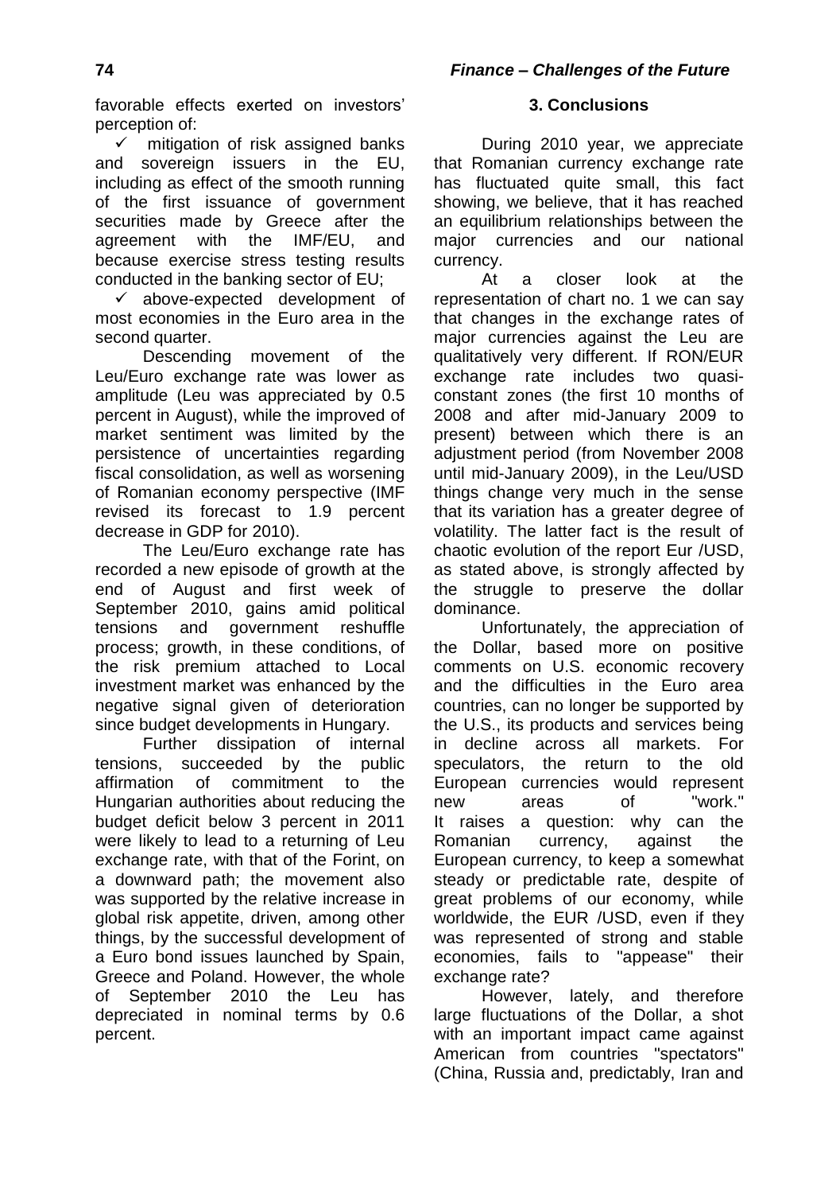favorable effects exerted on investors' perception of:

- ✓ mitigation of risk assigned banks and sovereign issuers in the EU, including as effect of the smooth running of the first issuance of government securities made by Greece after the agreement with the IMF/EU, and because exercise stress testing results conducted in the banking sector of EU;
- ✓ above-expected development of most economies in the Euro area in the second quarter.

Descending movement of the Leu/Euro exchange rate was lower as amplitude (Leu was appreciated by 0.5 percent in August), while the improved of market sentiment was limited by the persistence of uncertainties regarding fiscal consolidation, as well as worsening of Romanian economy perspective (IMF revised its forecast to 1.9 percent decrease in GDP for 2010).

The Leu/Euro exchange rate has recorded a new episode of growth at the end of August and first week of September 2010, gains amid political tensions and government reshuffle process; growth, in these conditions, of the risk premium attached to Local investment market was enhanced by the negative signal given of deterioration since budget developments in Hungary.

Further dissipation of internal tensions, succeeded by the public affirmation of commitment to the Hungarian authorities about reducing the budget deficit below 3 percent in 2011 were likely to lead to a returning of Leu exchange rate, with that of the Forint, on a downward path; the movement also was supported by the relative increase in global risk appetite, driven, among other things, by the successful development of a Euro bond issues launched by Spain, Greece and Poland. However, the whole of September 2010 the Leu has depreciated in nominal terms by 0.6 percent.

## 3. Conclusions

During 2010 year, we appreciate that Romanian currency exchange rate has fluctuated quite small, this fact showing, we believe, that it has reached an equilibrium relationships between the major currencies and our national currency.

At a closer look at the representation of chart no. 1 we can say that changes in the exchange rates of major currencies against the Leu are qualitatively very different. If RON/EUR exchange rate includes two quasi-constant zones (the first 10 months of 2008 and after mid-January 2009 to present) between which there is an adjustment period (from November 2008 until mid-January 2009), in the Leu/USD things change very much in the sense that its variation has a greater degree of volatility. The latter fact is the result of chaotic evolution of the report Eur /USD, as stated above, is strongly affected by the struggle to preserve the dollar dominance.

Unfortunately, the appreciation of the Dollar, based more on positive comments on U.S. economic recovery and the difficulties in the Euro area countries, can no longer be supported by the U.S., its products and services being in decline across all markets. For speculators, the return to the old European currencies would represent new areas of "work."
It raises a question: why can the Romanian currency, against the European currency, to keep a somewhat steady or predictable rate, despite of great problems of our economy, while worldwide, the EUR /USD, even if they was represented of strong and stable economies, fails to "appease" their exchange rate?

However, lately, and therefore large fluctuations of the Dollar, a shot with an important impact came against American from countries "spectators" (China, Russia and, predictably, Iran and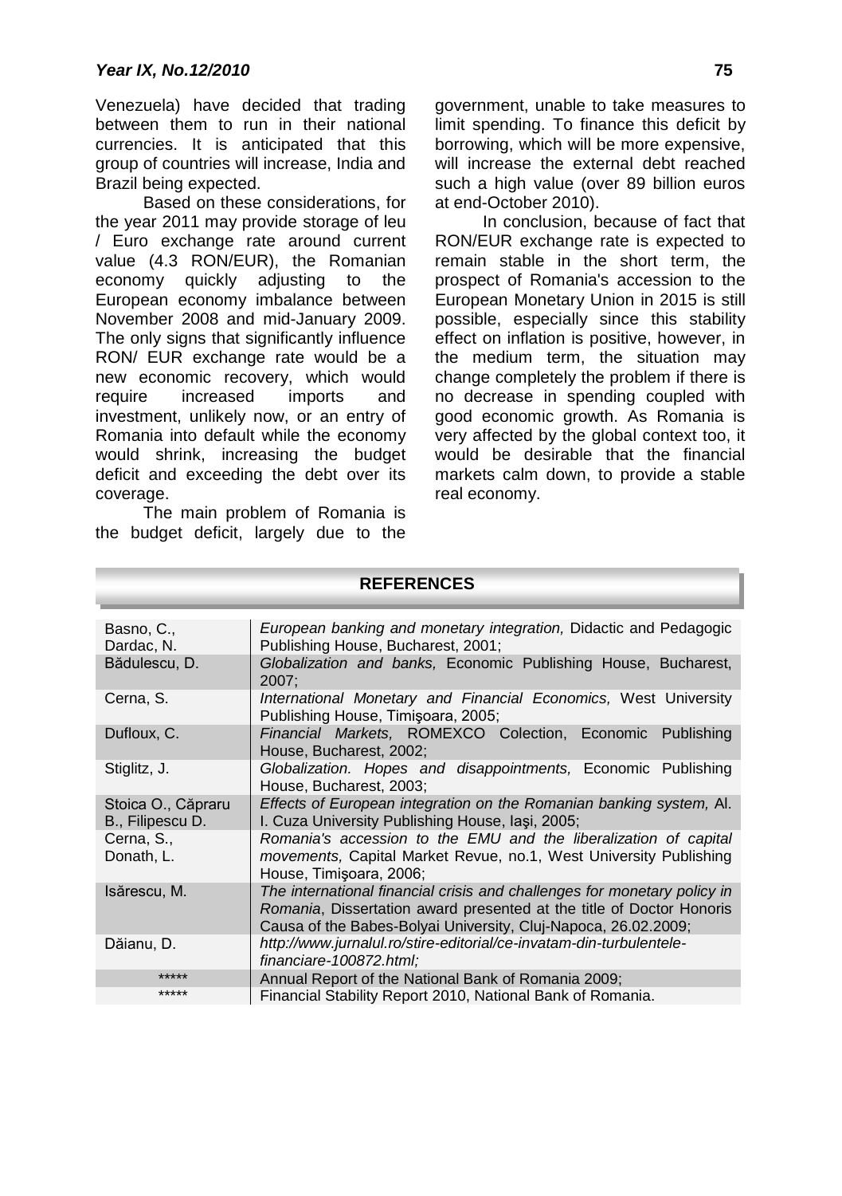Venezuela) have decided that trading between them to run in their national currencies. It is anticipated that this group of countries will increase, India and Brazil being expected.

Based on these considerations, for the year 2011 may provide storage of leu / Euro exchange rate around current value (4.3 RON/EUR), the Romanian economy quickly adjusting to the European economy imbalance between November 2008 and mid-January 2009. The only signs that significantly influence RON/ EUR exchange rate would be a new economic recovery, which would require increased imports and investment, unlikely now, or an entry of Romania into default while the economy would shrink, increasing the budget deficit and exceeding the debt over its coverage.

The main problem of Romania is the budget deficit, largely due to the government, unable to take measures to limit spending. To finance this deficit by borrowing, which will be more expensive, will increase the external debt reached such a high value (over 89 billion euros at end-October 2010).

In conclusion, because of fact that RON/EUR exchange rate is expected to remain stable in the short term, the prospect of Romania's accession to the European Monetary Union in 2015 is still possible, especially since this stability effect on inflation is positive, however, in the medium term, the situation may change completely the problem if there is no decrease in spending coupled with good economic growth. As Romania is very affected by the global context too, it would be desirable that the financial markets calm down, to provide a stable real economy.

## REFERENCES

| | |
|---|---|
| Basno, C., Dardac, N. | *European banking and monetary integration,* Didactic and Pedagogic Publishing House, Bucharest, 2001; |
| Bădulescu, D. | *Globalization and banks,* Economic Publishing House, Bucharest, 2007; |
| Cerna, S. | *International Monetary and Financial Economics,* West University Publishing House, Timişoara, 2005; |
| Dufloux, C. | *Financial Markets,* ROMEXCO Colection, Economic Publishing House, Bucharest, 2002; |
| Stiglitz, J. | *Globalization. Hopes and disappointments,* Economic Publishing House, Bucharest, 2003; |
| Stoica O., Căpraru B., Filipescu D. | *Effects of European integration on the Romanian banking system,* Al. I. Cuza University Publishing House, Iaşi, 2005; |
| Cerna, S., Donath, L. | *Romania's accession to the EMU and the liberalization of capital movements,* Capital Market Revue, no.1, West University Publishing House, Timişoara, 2006; |
| Isărescu, M. | *The international financial crisis and challenges for monetary policy in Romania*, Dissertation award presented at the title of Doctor Honoris Causa of the Babes-Bolyai University, Cluj-Napoca, 26.02.2009; |
| Dăianu, D. | *http://www.jurnalul.ro/stire-editorial/ce-invatam-din-turbulentele-financiare-100872.html;* |
| ***** | Annual Report of the National Bank of Romania 2009; |
| ***** | Financial Stability Report 2010, National Bank of Romania. |